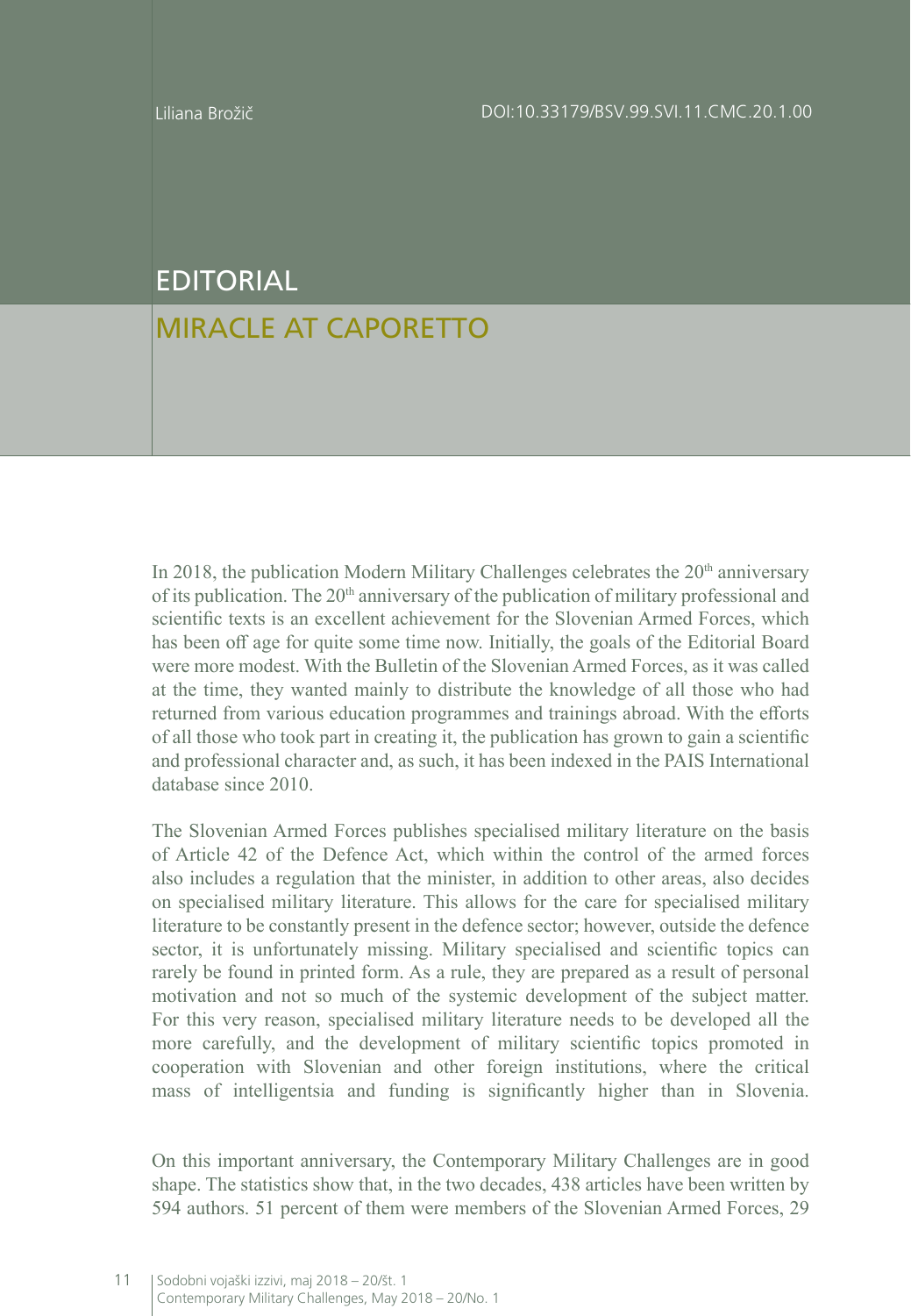Liliana Brožič

DOI:10.33179/BSV.99.SVI.11.CMC.20.1.00

# EDITORIAL

## MIRACLE AT CAPORETTO

In 2018, the publication Modern Military Challenges celebrates the 20th anniversary of its publication. The 20th anniversary of the publication of military professional and scientific texts is an excellent achievement for the Slovenian Armed Forces, which has been off age for quite some time now. Initially, the goals of the Editorial Board were more modest. With the Bulletin of the Slovenian Armed Forces, as it was called at the time, they wanted mainly to distribute the knowledge of all those who had returned from various education programmes and trainings abroad. With the efforts of all those who took part in creating it, the publication has grown to gain a scientific and professional character and, as such, it has been indexed in the PAIS International database since 2010.

The Slovenian Armed Forces publishes specialised military literature on the basis of Article 42 of the Defence Act, which within the control of the armed forces also includes a regulation that the minister, in addition to other areas, also decides on specialised military literature. This allows for the care for specialised military literature to be constantly present in the defence sector; however, outside the defence sector, it is unfortunately missing. Military specialised and scientific topics can rarely be found in printed form. As a rule, they are prepared as a result of personal motivation and not so much of the systemic development of the subject matter. For this very reason, specialised military literature needs to be developed all the more carefully, and the development of military scientific topics promoted in cooperation with Slovenian and other foreign institutions, where the critical mass of intelligentsia and funding is significantly higher than in Slovenia.

On this important anniversary, the Contemporary Military Challenges are in good shape. The statistics show that, in the two decades, 438 articles have been written by 594 authors. 51 percent of them were members of the Slovenian Armed Forces, 29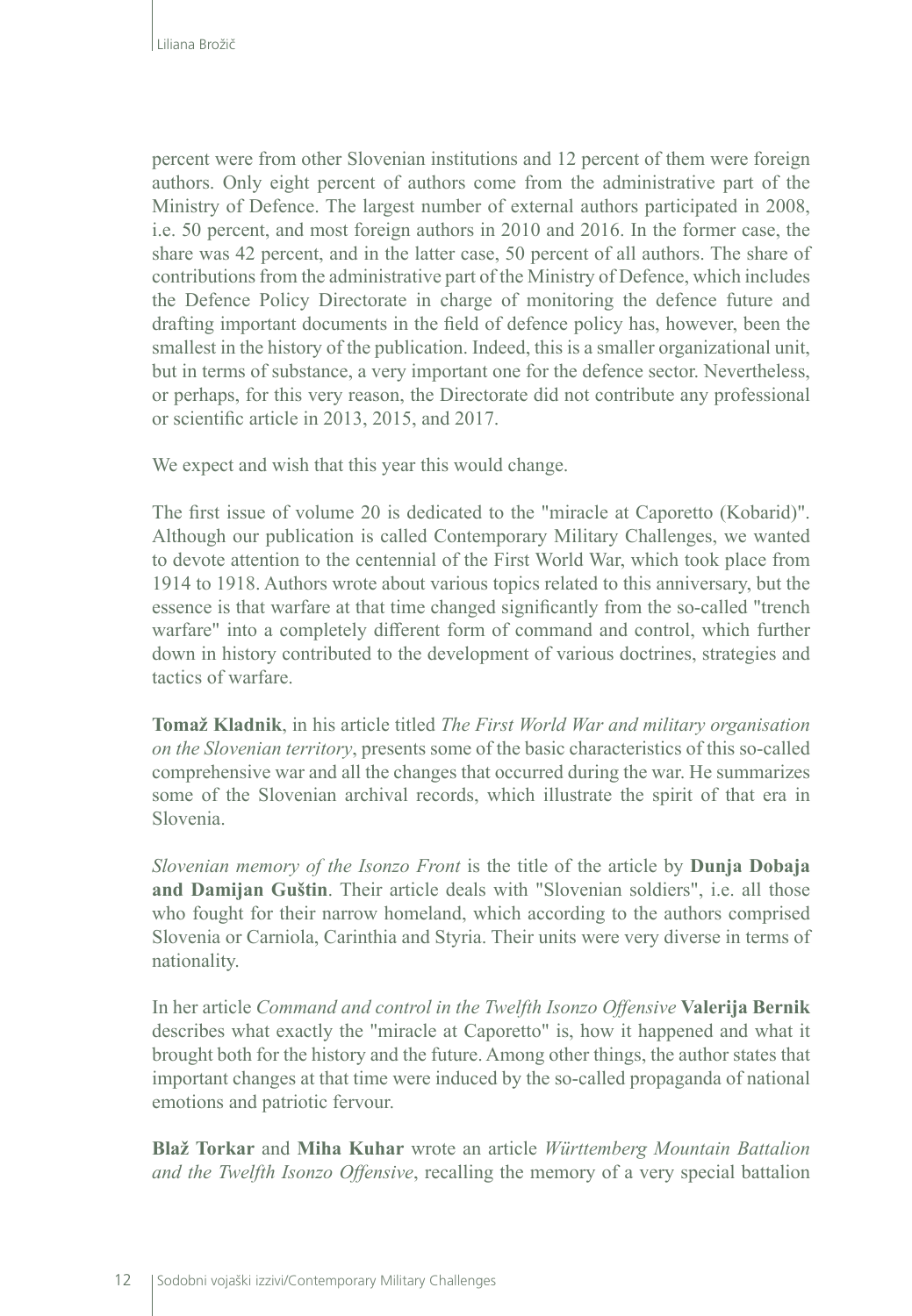percent were from other Slovenian institutions and 12 percent of them were foreign authors. Only eight percent of authors come from the administrative part of the Ministry of Defence. The largest number of external authors participated in 2008, i.e. 50 percent, and most foreign authors in 2010 and 2016. In the former case, the share was 42 percent, and in the latter case, 50 percent of all authors. The share of contributions from the administrative part of the Ministry of Defence, which includes the Defence Policy Directorate in charge of monitoring the defence future and drafting important documents in the field of defence policy has, however, been the smallest in the history of the publication. Indeed, this is a smaller organizational unit, but in terms of substance, a very important one for the defence sector. Nevertheless, or perhaps, for this very reason, the Directorate did not contribute any professional or scientific article in 2013, 2015, and 2017.

We expect and wish that this year this would change.

The first issue of volume 20 is dedicated to the "miracle at Caporetto (Kobarid)". Although our publication is called Contemporary Military Challenges, we wanted to devote attention to the centennial of the First World War, which took place from 1914 to 1918. Authors wrote about various topics related to this anniversary, but the essence is that warfare at that time changed significantly from the so-called "trench warfare" into a completely different form of command and control, which further down in history contributed to the development of various doctrines, strategies and tactics of warfare.

**Tomaž Kladnik**, in his article titled *The First World War and military organisation on the Slovenian territory*, presents some of the basic characteristics of this so-called comprehensive war and all the changes that occurred during the war. He summarizes some of the Slovenian archival records, which illustrate the spirit of that era in Slovenia.

*Slovenian memory of the Isonzo Front* is the title of the article by **Dunja Dobaja and Damijan Guštin**. Their article deals with "Slovenian soldiers", i.e. all those who fought for their narrow homeland, which according to the authors comprised Slovenia or Carniola, Carinthia and Styria. Their units were very diverse in terms of nationality.

In her article *Command and control in the Twelfth Isonzo Offensive* **Valerija Bernik** describes what exactly the "miracle at Caporetto" is, how it happened and what it brought both for the history and the future. Among other things, the author states that important changes at that time were induced by the so-called propaganda of national emotions and patriotic fervour.

**Blaž Torkar** and **Miha Kuhar** wrote an article *Württemberg Mountain Battalion and the Twelfth Isonzo Offensive*, recalling the memory of a very special battalion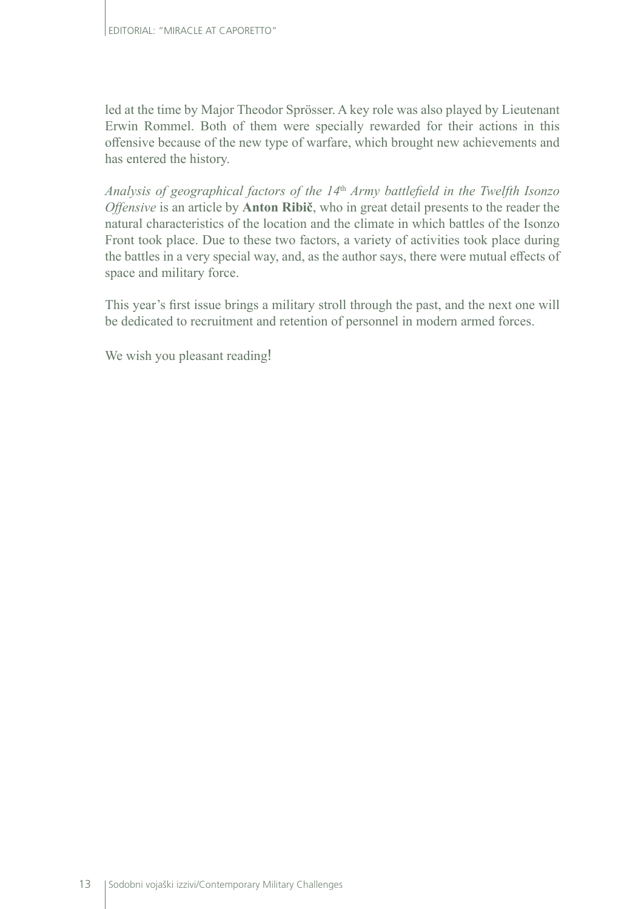led at the time by Major Theodor Sprösser. A key role was also played by Lieutenant Erwin Rommel. Both of them were specially rewarded for their actions in this offensive because of the new type of warfare, which brought new achievements and has entered the history.

*Analysis of geographical factors of the 14*th *Army battlefield in the Twelfth Isonzo Offensive* is an article by **Anton Ribič**, who in great detail presents to the reader the natural characteristics of the location and the climate in which battles of the Isonzo Front took place. Due to these two factors, a variety of activities took place during the battles in a very special way, and, as the author says, there were mutual effects of space and military force.

This year's first issue brings a military stroll through the past, and the next one will be dedicated to recruitment and retention of personnel in modern armed forces.

We wish you pleasant reading!